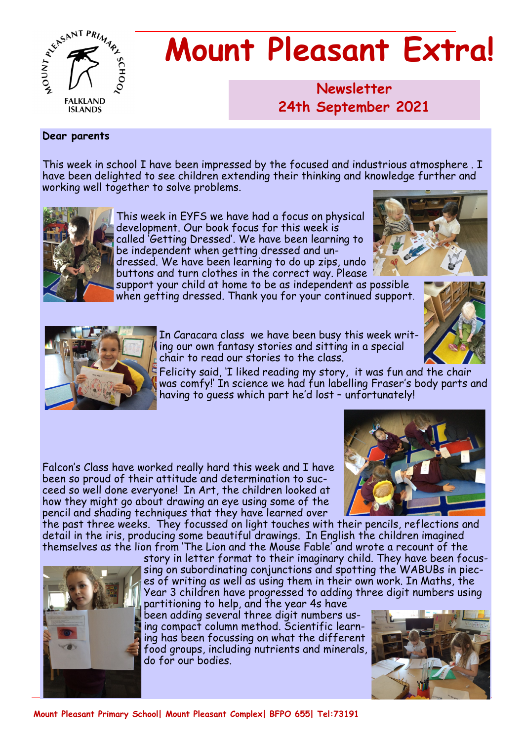# Mount Pleasant Extra!

## Newsletter
## 24th September 2021

**Dear parents**

This week in school I have been impressed by the focused and industrious atmosphere . I have been delighted to see children extending their thinking and knowledge further and working well together to solve problems.

This week in EYFS we have had a focus on physical development. Our book focus for this week is called 'Getting Dressed'. We have been learning to be independent when getting dressed and undressed. We have been learning to do up zips, undo buttons and turn clothes in the correct way. Please support your child at home to be as independent as possible when getting dressed. Thank you for your continued support.

In Caracara class we have been busy this week writing our own fantasy stories and sitting in a special chair to read our stories to the class.

Felicity said, 'I liked reading my story, it was fun and the chair was comfy!' In science we had fun labelling Fraser's body parts and having to guess which part he'd lost – unfortunately!

Falcon's Class have worked really hard this week and I have been so proud of their attitude and determination to succeed so well done everyone! In Art, the children looked at how they might go about drawing an eye using some of the pencil and shading techniques that they have learned over the past three weeks. They focussed on light touches with their pencils, reflections and detail in the iris, producing some beautiful drawings. In English the children imagined themselves as the lion from 'The Lion and the Mouse Fable' and wrote a recount of the story in letter format to their imaginary child. They have been focussing on subordinating conjunctions and spotting the WABUBs in pieces of writing as well as using them in their own work. In Maths, the Year 3 children have progressed to adding three digit numbers using partitioning to help, and the year 4s have been adding several three digit numbers using compact column method. Scientific learning has been focussing on what the different food groups, including nutrients and minerals, do for our bodies.

Mount Pleasant Primary School| Mount Pleasant Complex| BFPO 655| Tel:73191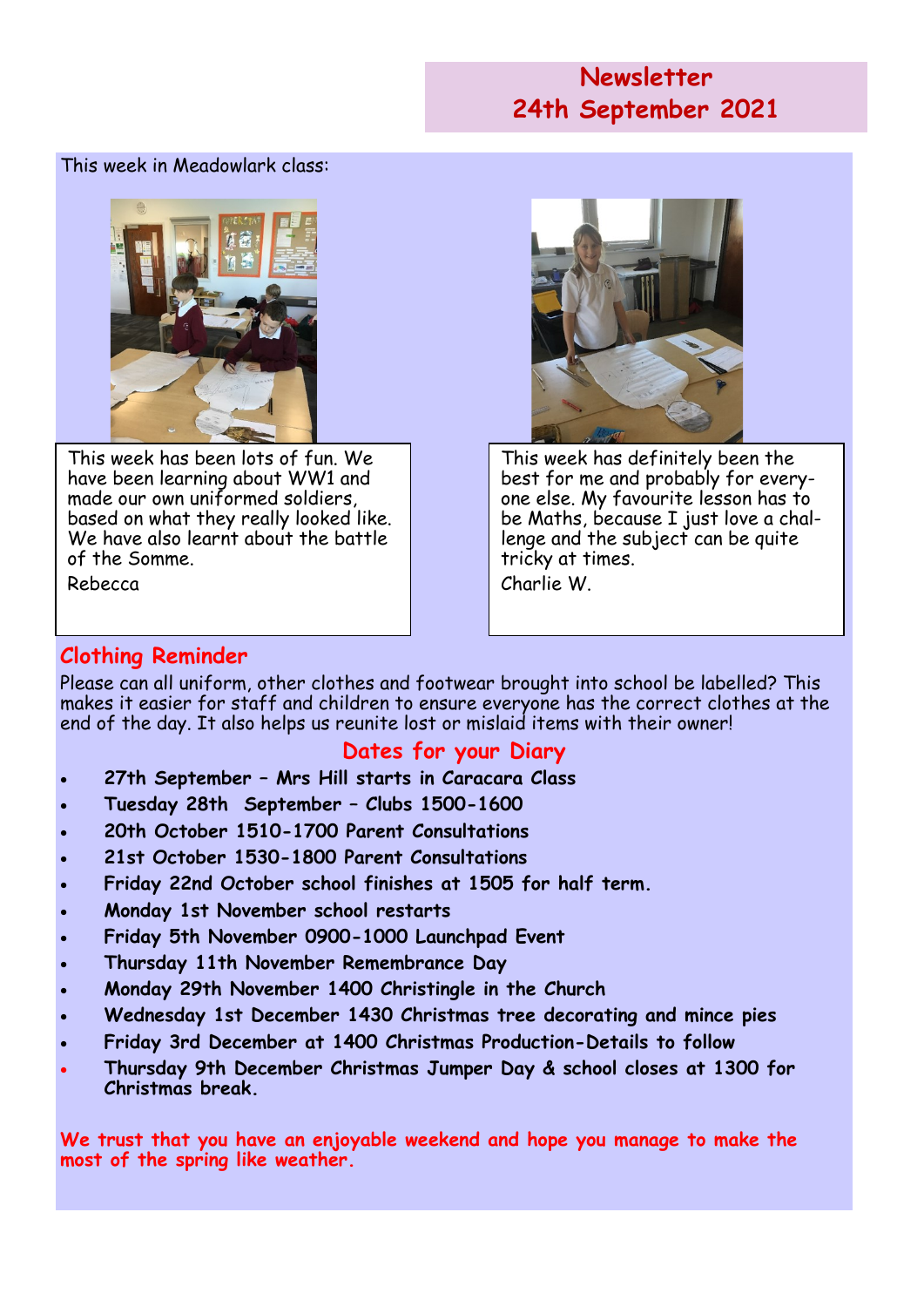# Newsletter
# 24th September 2021

This week in Meadowlark class:

This week has been lots of fun. We have been learning about WW1 and made our own uniformed soldiers, based on what they really looked like. We have also learnt about the battle of the Somme.

Rebecca

This week has definitely been the best for me and probably for everyone else. My favourite lesson has to be Maths, because I just love a challenge and the subject can be quite tricky at times.

Charlie W.

## Clothing Reminder

Please can all uniform, other clothes and footwear brought into school be labelled? This makes it easier for staff and children to ensure everyone has the correct clothes at the end of the day. It also helps us reunite lost or mislaid items with their owner!

## Dates for your Diary

- **27th September – Mrs Hill starts in Caracara Class**
- **Tuesday 28th September – Clubs 1500-1600**
- **20th October 1510-1700 Parent Consultations**
- **21st October 1530-1800 Parent Consultations**
- **Friday 22nd October school finishes at 1505 for half term.**
- **Monday 1st November school restarts**
- **Friday 5th November 0900-1000 Launchpad Event**
- **Thursday 11th November Remembrance Day**
- **Monday 29th November 1400 Christingle in the Church**
- **Wednesday 1st December 1430 Christmas tree decorating and mince pies**
- **Friday 3rd December at 1400 Christmas Production-Details to follow**
- **Thursday 9th December Christmas Jumper Day & school closes at 1300 for Christmas break.**

**We trust that you have an enjoyable weekend and hope you manage to make the most of the spring like weather.**